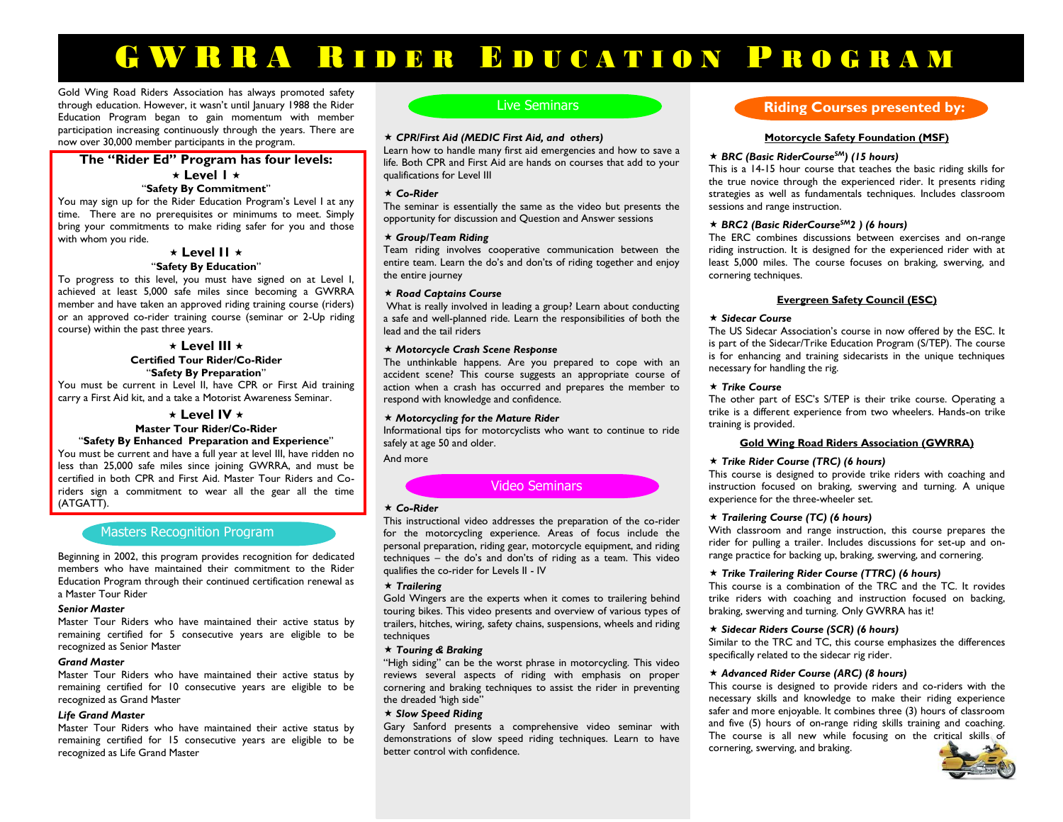# GWRRA Rider Education Program

Gold Wing Road Riders Association has always promoted safety through education. However, it wasn't until January 1988 the Rider Education Program began to gain momentum with member participation increasing continuously through the years. There are now over 30,000 member participants in the program.

## The "Rider Ed" Program has four levels:

### ⋆ Level I ⋆

"**Safety By Commitment**"

You may sign up for the Rider Education Program's Level I at any time. There are no prerequisites or minimums to meet. Simply bring your commitments to make riding safer for you and those with whom you ride.

### ⋆ Level II ⋆

"**Safety By Education**"

To progress to this level, you must have signed on at Level I, achieved at least 5,000 safe miles since becoming a GWRRA member and have taken an approved riding training course (riders) or an approved co-rider training course (seminar or 2-Up riding course) within the past three years.

### ⋆ Level III ⋆

**Certified Tour Rider/Co-Rider**

"**Safety By Preparation**"

You must be current in Level II, have CPR or First Aid training carry a First Aid kit, and a take a Motorist Awareness Seminar.

### ⋆ Level IV ⋆

**Master Tour Rider/Co-Rider**

"**Safety By Enhanced Preparation and Experience**"

You must be current and have a full year at level III, have ridden no less than 25,000 safe miles since joining GWRRA, and must be certified in both CPR and First Aid. Master Tour Riders and Co-riders sign a commitment to wear all the gear all the time (ATGATT).

## Masters Recognition Program

Beginning in 2002, this program provides recognition for dedicated members who have maintained their commitment to the Rider Education Program through their continued certification renewal as a Master Tour Rider

***Senior Master***

Master Tour Riders who have maintained their active status by remaining certified for 5 consecutive years are eligible to be recognized as Senior Master

***Grand Master***

Master Tour Riders who have maintained their active status by remaining certified for 10 consecutive years are eligible to be recognized as Grand Master

***Life Grand Master***

Master Tour Riders who have maintained their active status by remaining certified for 15 consecutive years are eligible to be recognized as Life Grand Master

## Live Seminars

***⋆ CPR/First Aid (MEDIC First Aid, and others)***

Learn how to handle many first aid emergencies and how to save a life. Both CPR and First Aid are hands on courses that add to your qualifications for Level III

***⋆ Co-Rider***

The seminar is essentially the same as the video but presents the opportunity for discussion and Question and Answer sessions

***⋆ Group/Team Riding***

Team riding involves cooperative communication between the entire team. Learn the do's and don'ts of riding together and enjoy the entire journey

***⋆ Road Captains Course***

What is really involved in leading a group? Learn about conducting a safe and well-planned ride. Learn the responsibilities of both the lead and the tail riders

***⋆ Motorcycle Crash Scene Response***

The unthinkable happens. Are you prepared to cope with an accident scene? This course suggests an appropriate course of action when a crash has occurred and prepares the member to respond with knowledge and confidence.

***⋆ Motorcycling for the Mature Rider***

Informational tips for motorcyclists who want to continue to ride safely at age 50 and older.

And more

## Video Seminars

***⋆ Co-Rider***

This instructional video addresses the preparation of the co-rider for the motorcycling experience. Areas of focus include the personal preparation, riding gear, motorcycle equipment, and riding techniques – the do's and don'ts of riding as a team. This video qualifies the co-rider for Levels II - IV

***⋆ Trailering***

Gold Wingers are the experts when it comes to trailering behind touring bikes. This video presents and overview of various types of trailers, hitches, wiring, safety chains, suspensions, wheels and riding techniques

***⋆ Touring & Braking***

"High siding" can be the worst phrase in motorcycling. This video reviews several aspects of riding with emphasis on proper cornering and braking techniques to assist the rider in preventing the dreaded 'high side"

***⋆ Slow Speed Riding***

Gary Sanford presents a comprehensive video seminar with demonstrations of slow speed riding techniques. Learn to have better control with confidence.

## Riding Courses presented by:

### Motorcycle Safety Foundation (MSF)

***⋆ BRC (Basic RiderCourse[SM]) (15 hours)***

This is a 14-15 hour course that teaches the basic riding skills for the true novice through the experienced rider. It presents riding strategies as well as fundamentals techniques. Includes classroom sessions and range instruction.

***⋆ BRC2 (Basic RiderCourse[SM]2 ) (6 hours)***

The ERC combines discussions between exercises and on-range riding instruction. It is designed for the experienced rider with at least 5,000 miles. The course focuses on braking, swerving, and cornering techniques.

### Evergreen Safety Council (ESC)

***⋆ Sidecar Course***

The US Sidecar Association's course in now offered by the ESC. It is part of the Sidecar/Trike Education Program (S/TEP). The course is for enhancing and training sidecarists in the unique techniques necessary for handling the rig.

***⋆ Trike Course***

The other part of ESC's S/TEP is their trike course. Operating a trike is a different experience from two wheelers. Hands-on trike training is provided.

### Gold Wing Road Riders Association (GWRRA)

***⋆ Trike Rider Course (TRC) (6 hours)***

This course is designed to provide trike riders with coaching and instruction focused on braking, swerving and turning. A unique experience for the three-wheeler set.

***⋆ Trailering Course (TC) (6 hours)***

With classroom and range instruction, this course prepares the rider for pulling a trailer. Includes discussions for set-up and on-range practice for backing up, braking, swerving, and cornering.

***⋆ Trike Trailering Rider Course (TTRC) (6 hours)***

This course is a combination of the TRC and the TC. It rovides trike riders with coaching and instruction focused on backing, braking, swerving and turning. Only GWRRA has it!

***⋆ Sidecar Riders Course (SCR) (6 hours)***

Similar to the TRC and TC, this course emphasizes the differences specifically related to the sidecar rig rider.

***⋆ Advanced Rider Course (ARC) (8 hours)***

This course is designed to provide riders and co-riders with the necessary skills and knowledge to make their riding experience safer and more enjoyable. It combines three (3) hours of classroom and five (5) hours of on-range riding skills training and coaching. The course is all new while focusing on the critical skills of cornering, swerving, and braking.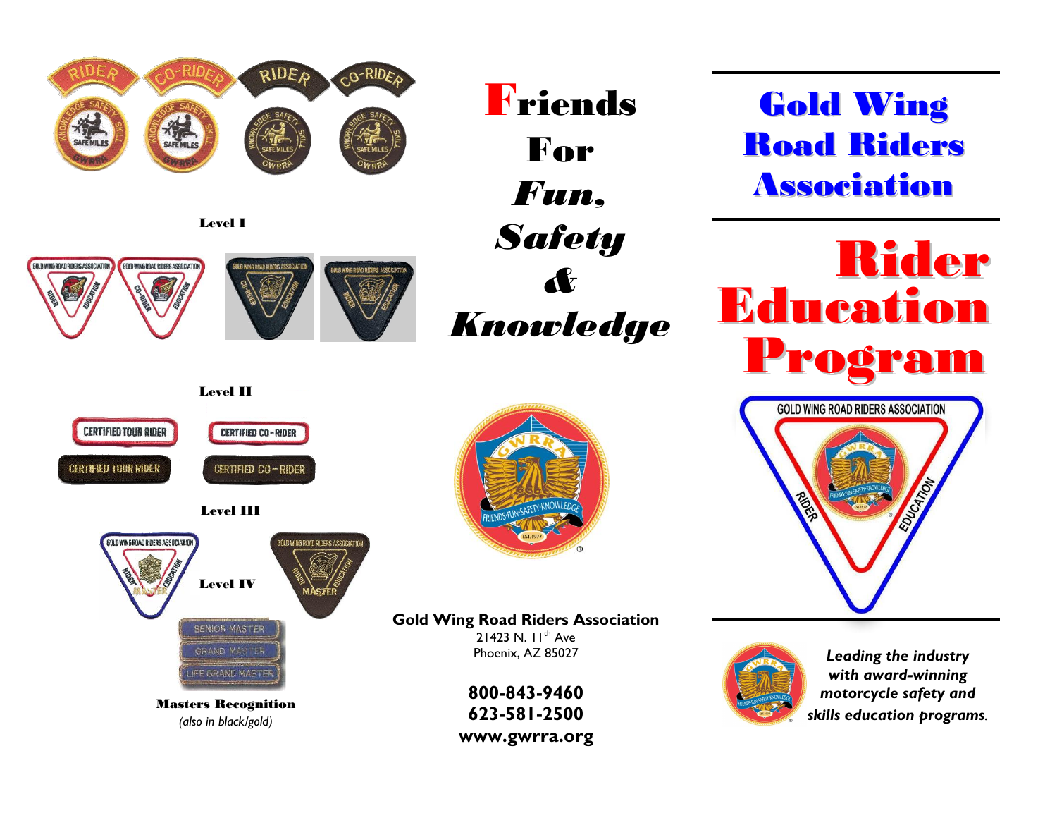Level I

Level II

Level III

Level IV

Masters Recognition

*(also in black/gold)*

# Friends For *Fun, Safety & Knowledge*

**Gold Wing Road Riders Association**

21423 N. 11th Ave

Phoenix, AZ 85027

**800-843-9460**

**623-581-2500**

**www.gwrra.org**

# Gold Wing Road Riders Association

# Rider Education Program

***Leading the industry with award-winning motorcycle safety and skills education programs.***